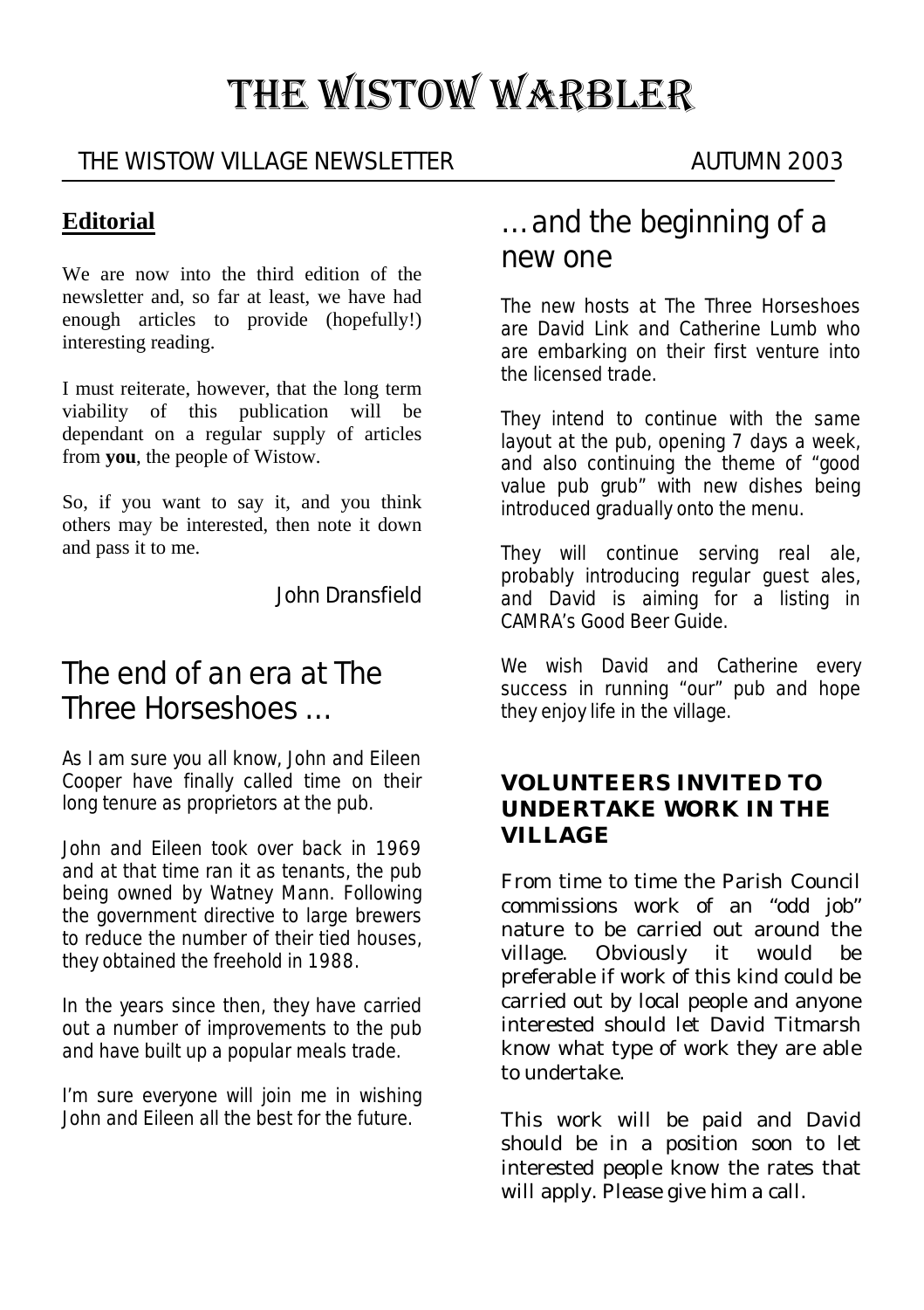# THE WISTOW WARBLER

THE WISTOW VILLAGE NEWSLETTER AUTUMN 2003

## Editorial

We are now into the third edition of the newsletter and, so far at least, we have had enough articles to provide (hopefully!) interesting reading.

I must reiterate, however, that the long term viability of this publication will be dependant on a regular supply of articles from **you**, the people of Wistow.

So, if you want to say it, and you think others may be interested, then note it down and pass it to me.

John Dransfield

## The end of an era at The Three Horseshoes …

As I am sure you all know, John and Eileen Cooper have finally called time on their long tenure as proprietors at the pub.

John and Eileen took over back in 1969 and at that time ran it as tenants, the pub being owned by Watney Mann. Following the government directive to large brewers to reduce the number of their tied houses, they obtained the freehold in 1988.

In the years since then, they have carried out a number of improvements to the pub and have built up a popular meals trade.

I'm sure everyone will join me in wishing John and Eileen all the best for the future.

## … and the beginning of a new one

The new hosts at The Three Horseshoes are David Link and Catherine Lumb who are embarking on their first venture into the licensed trade.

They intend to continue with the same layout at the pub, opening 7 days a week, and also continuing the theme of "good value pub grub" with new dishes being introduced gradually onto the menu.

They will continue serving real ale, probably introducing regular guest ales, and David is aiming for a listing in CAMRA's Good Beer Guide.

We wish David and Catherine every success in running "our" pub and hope they enjoy life in the village.

### VOLUNTEERS INVITED TO UNDERTAKE WORK IN THE VILLAGE

From time to time the Parish Council commissions work of an "odd job" nature to be carried out around the village. Obviously it would be preferable if work of this kind could be carried out by local people and anyone interested should let David Titmarsh know what type of work they are able to undertake.

This work will be paid and David should be in a position soon to let interested people know the rates that will apply. Please give him a call.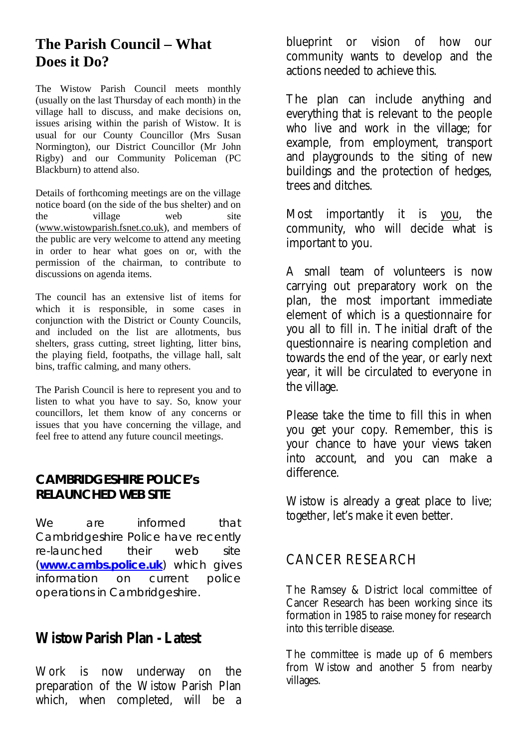## The Parish Council – What Does it Do?

The Wistow Parish Council meets monthly (usually on the last Thursday of each month) in the village hall to discuss, and make decisions on, issues arising within the parish of Wistow. It is usual for our County Councillor (Mrs Susan Normington), our District Councillor (Mr John Rigby) and our Community Policeman (PC Blackburn) to attend also.

Details of forthcoming meetings are on the village notice board (on the side of the bus shelter) and on the village web site (www.wistowparish.fsnet.co.uk), and members of the public are very welcome to attend any meeting in order to hear what goes on or, with the permission of the chairman, to contribute to discussions on agenda items.

The council has an extensive list of items for which it is responsible, in some cases in conjunction with the District or County Councils, and included on the list are allotments, bus shelters, grass cutting, street lighting, litter bins, the playing field, footpaths, the village hall, salt bins, traffic calming, and many others.

The Parish Council is here to represent you and to listen to what you have to say. So, know your councillors, let them know of any concerns or issues that you have concerning the village, and feel free to attend any future council meetings.

### CAMBRIDGESHIRE POLICE's RELAUNCHED WEB SITE

We are informed that Cambridgeshire Police have recently re-launched their web site (**www.cambs.police.uk**) which gives information on current police operations in Cambridgeshire.

## Wistow Parish Plan - Latest

Work is now underway on the preparation of the Wistow Parish Plan which, when completed, will be a blueprint or vision of how our community wants to develop and the actions needed to achieve this.

The plan can include anything and everything that is relevant to the people who live and work in the village; for example, from employment, transport and playgrounds to the siting of new buildings and the protection of hedges, trees and ditches.

Most importantly it is you, the community, who will decide what is important to you.

A small team of volunteers is now carrying out preparatory work on the plan, the most important immediate element of which is a questionnaire for you all to fill in. The initial draft of the questionnaire is nearing completion and towards the end of the year, or early next year, it will be circulated to everyone in the village.

Please take the time to fill this in when you get your copy. Remember, this is your chance to have your views taken into account, and you can make a difference.

Wistow is already a great place to live; together, let's make it even better.

## CANCER RESEARCH

The Ramsey & District local committee of Cancer Research has been working since its formation in 1985 to raise money for research into this terrible disease.

The committee is made up of 6 members from Wistow and another 5 from nearby villages.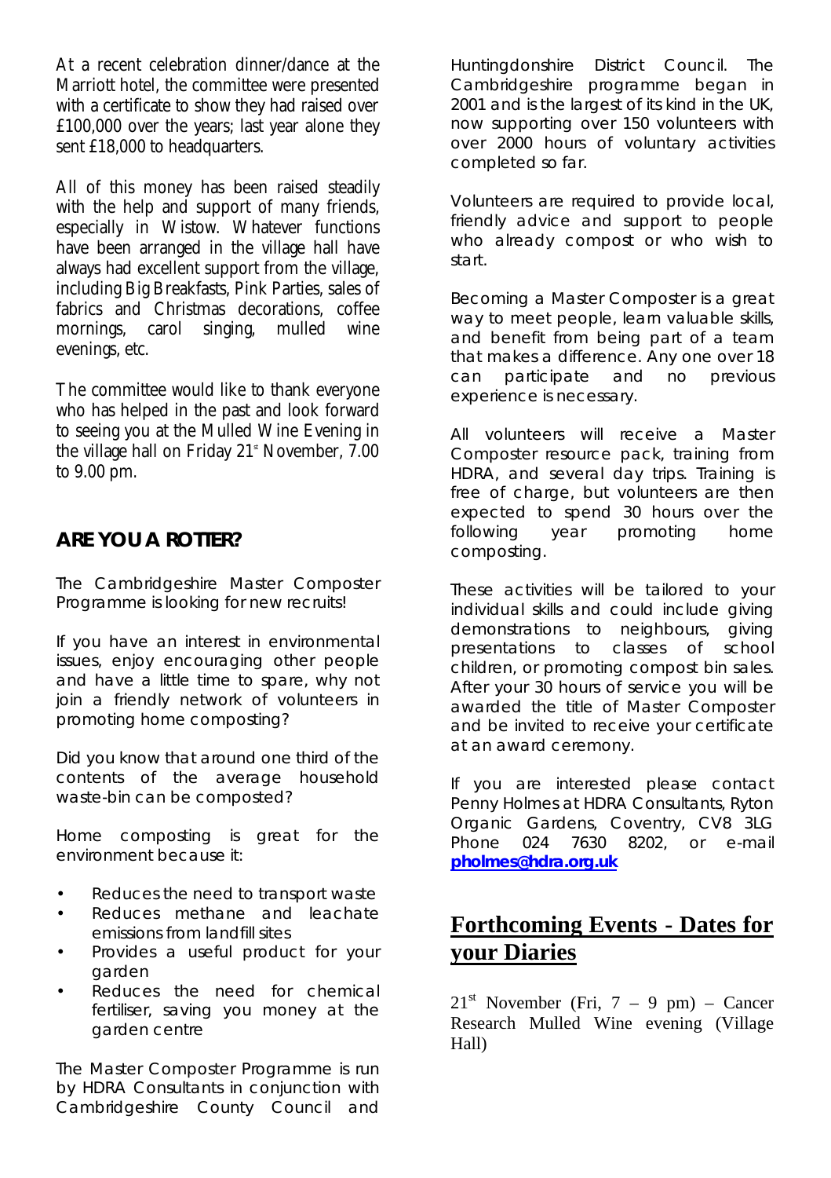At a recent celebration dinner/dance at the Marriott hotel, the committee were presented with a certificate to show they had raised over £100,000 over the years; last year alone they sent £18,000 to headquarters.

All of this money has been raised steadily with the help and support of many friends, especially in Wistow. Whatever functions have been arranged in the village hall have always had excellent support from the village, including Big Breakfasts, Pink Parties, sales of fabrics and Christmas decorations, coffee mornings, carol singing, mulled wine evenings, etc.

The committee would like to thank everyone who has helped in the past and look forward to seeing you at the Mulled Wine Evening in the village hall on Friday 21st November, 7.00 to 9.00 pm.

## ARE YOU A ROTTER?

The Cambridgeshire Master Composter Programme is looking for new recruits!

If you have an interest in environmental issues, enjoy encouraging other people and have a little time to spare, why not join a friendly network of volunteers in promoting home composting?

Did you know that around one third of the contents of the average household waste-bin can be composted?

Home composting is great for the environment because it:

- Reduces the need to transport waste
- Reduces methane and leachate emissions from landfill sites
- Provides a useful product for your garden
- Reduces the need for chemical fertiliser, saving you money at the garden centre

The Master Composter Programme is run by HDRA Consultants in conjunction with Cambridgeshire County Council and Huntingdonshire District Council. The Cambridgeshire programme began in 2001 and is the largest of its kind in the UK, now supporting over 150 volunteers with over 2000 hours of voluntary activities completed so far.

Volunteers are required to provide local, friendly advice and support to people who already compost or who wish to start.

Becoming a Master Composter is a great way to meet people, learn valuable skills, and benefit from being part of a team that makes a difference. Any one over 18 can participate and no previous experience is necessary.

All volunteers will receive a Master Composter resource pack, training from HDRA, and several day trips. Training is free of charge, but volunteers are then expected to spend 30 hours over the following year promoting home composting.

These activities will be tailored to your individual skills and could include giving demonstrations to neighbours, giving presentations to classes of school children, or promoting compost bin sales. After your 30 hours of service you will be awarded the title of Master Composter and be invited to receive your certificate at an award ceremony.

If you are interested please contact Penny Holmes at HDRA Consultants, Ryton Organic Gardens, Coventry, CV8 3LG Phone 024 7630 8202, or e-mail **pholmes@hdra.org.uk**

## Forthcoming Events - Dates for your Diaries

21st November (Fri, 7 – 9 pm) – Cancer Research Mulled Wine evening (Village Hall)